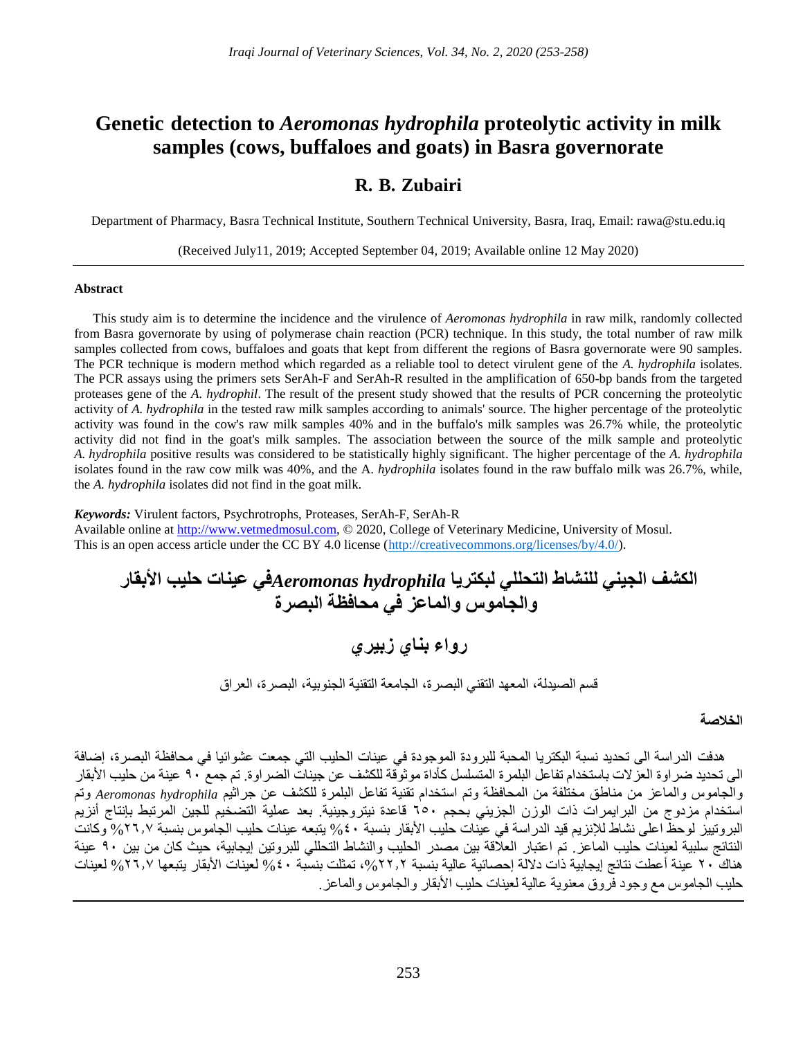# Genetic detection to *Aeromonas hydrophila* proteolytic activity in milk samples (cows, buffaloes and goats) in Basra governorate

## R. B. Zubairi

Department of Pharmacy, Basra Technical Institute, Southern Technical University, Basra, Iraq, Email: rawa@stu.edu.iq

(Received July11, 2019; Accepted September 04, 2019; Available online 12 May 2020)

### Abstract

This study aim is to determine the incidence and the virulence of *Aeromonas hydrophila* in raw milk, randomly collected from Basra governorate by using of polymerase chain reaction (PCR) technique. In this study, the total number of raw milk samples collected from cows, buffaloes and goats that kept from different the regions of Basra governorate were 90 samples. The PCR technique is modern method which regarded as a reliable tool to detect virulent gene of the *A. hydrophila* isolates. The PCR assays using the primers sets SerAh-F and SerAh-R resulted in the amplification of 650-bp bands from the targeted proteases gene of the *A. hydrophil*. The result of the present study showed that the results of PCR concerning the proteolytic activity of *A. hydrophila* in the tested raw milk samples according to animals' source. The higher percentage of the proteolytic activity was found in the cow's raw milk samples 40% and in the buffalo's milk samples was 26.7% while, the proteolytic activity did not find in the goat's milk samples. The association between the source of the milk sample and proteolytic *A. hydrophila* positive results was considered to be statistically highly significant. The higher percentage of the *A. hydrophila* isolates found in the raw cow milk was 40%, and the A. *hydrophila* isolates found in the raw buffalo milk was 26.7%, while, the *A. hydrophila* isolates did not find in the goat milk.

***Keywords:*** Virulent factors, Psychrotrophs, Proteases, SerAh-F, SerAh-R

Available online at http://www.vetmedmosul.com, © 2020, College of Veterinary Medicine, University of Mosul.
This is an open access article under the CC BY 4.0 license (http://creativecommons.org/licenses/by/4.0/).

# الكشف الجيني للنشاط التحللي لبكتريا *Aeromonas hydrophila* في عينات حليب الأبقار والجاموس والماعز في محافظة البصرة

## رواء بناي زبيري

قسم الصيدلة، المعهد التقني البصرة، الجامعة التقنية الجنوبية، البصرة، العراق

### الخلاصة

هدفت الدراسة الى تحديد نسبة البكتريا المحبة للبرودة الموجودة في عينات الحليب التي جمعت عشوائيا في محافظة البصرة، إضافة الى تحديد ضراوة العزلات باستخدام تفاعل البلمرة المتسلسل كأداة موثوقة للكشف عن جينات الضراوة. تم جمع ٩٠ عينة من حليب الأبقار والجاموس والماعز من مناطق مختلفة من المحافظة وتم استخدام تقنية تفاعل البلمرة للكشف عن جراثيم *Aeromonas hydrophila* وتم استخدام مزدوج من البرايمرات ذات الوزن الجزيئي بحجم ٦٥٠ قاعدة نيتروجينية. بعد عملية التضخيم للجين المرتبط بإنتاج أنزيم البروتييز لوحظ اعلى نشاط للإنزيم قيد الدراسة في عينات حليب الأبقار بنسبة ٤٠% يتبعه عينات حليب الجاموس بنسبة ٢٦,٧% وكانت النتائج سلبية لعينات حليب الماعز. تم اعتبار العلاقة بين مصدر الحليب والنشاط التحللي للبروتين إيجابية، حيث كان من بين ٩٠ عينة هناك ٢٠ عينة أعطت نتائج إيجابية ذات دلالة إحصائية عالية بنسبة ٢٢,٢%، تمثلت بنسبة ٤٠% لعينات الأبقار يتبعها ٢٦,٧% لعينات حليب الجاموس مع وجود فروق معنوية عالية لعينات حليب الأبقار والجاموس والماعز.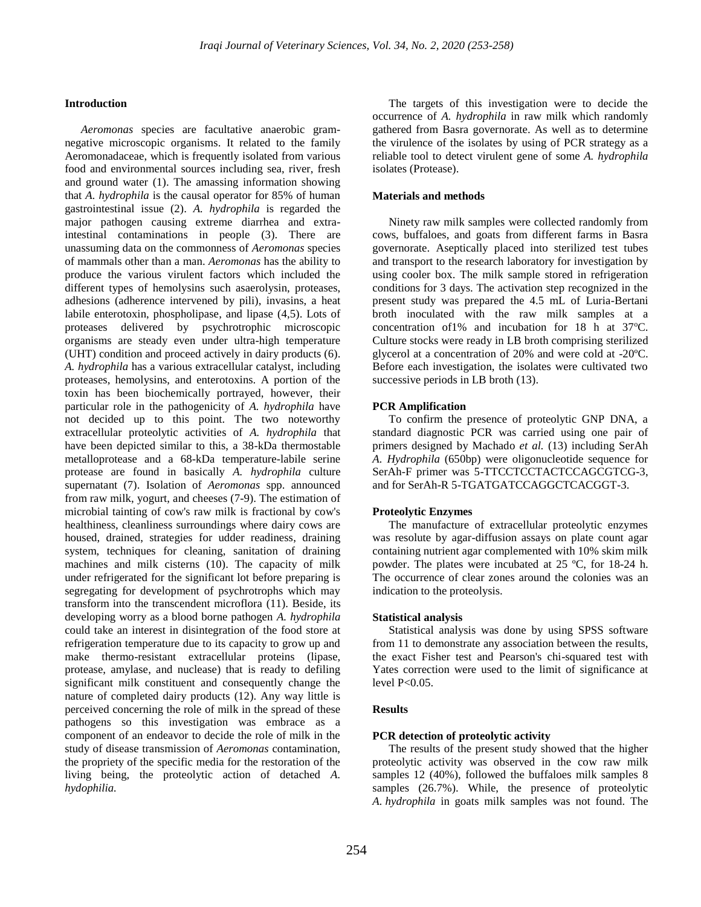## Introduction

*Aeromonas* species are facultative anaerobic gram-negative microscopic organisms. It related to the family Aeromonadaceae, which is frequently isolated from various food and environmental sources including sea, river, fresh and ground water (1). The amassing information showing that *A. hydrophila* is the causal operator for 85% of human gastrointestinal issue (2). *A. hydrophila* is regarded the major pathogen causing extreme diarrhea and extra-intestinal contaminations in people (3). There are unassuming data on the commonness of *Aeromonas* species of mammals other than a man. *Aeromonas* has the ability to produce the various virulent factors which included the different types of hemolysins such asaerolysin, proteases, adhesions (adherence intervened by pili), invasins, a heat labile enterotoxin, phospholipase, and lipase (4,5). Lots of proteases delivered by psychrotrophic microscopic organisms are steady even under ultra-high temperature (UHT) condition and proceed actively in dairy products (6). *A. hydrophila* has a various extracellular catalyst, including proteases, hemolysins, and enterotoxins. A portion of the toxin has been biochemically portrayed, however, their particular role in the pathogenicity of *A. hydrophila* have not decided up to this point. The two noteworthy extracellular proteolytic activities of *A. hydrophila* that have been depicted similar to this, a 38-kDa thermostable metalloprotease and a 68-kDa temperature-labile serine protease are found in basically *A. hydrophila* culture supernatant (7). Isolation of *Aeromonas* spp. announced from raw milk, yogurt, and cheeses (7-9). The estimation of microbial tainting of cow's raw milk is fractional by cow's healthiness, cleanliness surroundings where dairy cows are housed, drained, strategies for udder readiness, draining system, techniques for cleaning, sanitation of draining machines and milk cisterns (10). The capacity of milk under refrigerated for the significant lot before preparing is segregating for development of psychrotrophs which may transform into the transcendent microflora (11). Beside, its developing worry as a blood borne pathogen *A. hydrophila* could take an interest in disintegration of the food store at refrigeration temperature due to its capacity to grow up and make thermo-resistant extracellular proteins (lipase, protease, amylase, and nuclease) that is ready to defiling significant milk constituent and consequently change the nature of completed dairy products (12). Any way little is perceived concerning the role of milk in the spread of these pathogens so this investigation was embrace as a component of an endeavor to decide the role of milk in the study of disease transmission of *Aeromonas* contamination, the propriety of the specific media for the restoration of the living being, the proteolytic action of detached *A. hydophilia.*

The targets of this investigation were to decide the occurrence of *A. hydrophila* in raw milk which randomly gathered from Basra governorate. As well as to determine the virulence of the isolates by using of PCR strategy as a reliable tool to detect virulent gene of some *A. hydrophila* isolates (Protease).

## Materials and methods

Ninety raw milk samples were collected randomly from cows, buffaloes, and goats from different farms in Basra governorate. Aseptically placed into sterilized test tubes and transport to the research laboratory for investigation by using cooler box. The milk sample stored in refrigeration conditions for 3 days. The activation step recognized in the present study was prepared the 4.5 mL of Luria-Bertani broth inoculated with the raw milk samples at a concentration of1% and incubation for 18 h at 37°C. Culture stocks were ready in LB broth comprising sterilized glycerol at a concentration of 20% and were cold at -20°C. Before each investigation, the isolates were cultivated two successive periods in LB broth (13).

### PCR Amplification

To confirm the presence of proteolytic GNP DNA, a standard diagnostic PCR was carried using one pair of primers designed by Machado *et al.* (13) including SerAh *A. Hydrophila* (650bp) were oligonucleotide sequence for SerAh-F primer was 5-TTCCTCCTACTCCAGCGTCG-3, and for SerAh-R 5-TGATGATCCAGGCTCACGGT-3.

### Proteolytic Enzymes

The manufacture of extracellular proteolytic enzymes was resolute by agar-diffusion assays on plate count agar containing nutrient agar complemented with 10% skim milk powder. The plates were incubated at 25 °C, for 18-24 h. The occurrence of clear zones around the colonies was an indication to the proteolysis.

### Statistical analysis

Statistical analysis was done by using SPSS software from 11 to demonstrate any association between the results, the exact Fisher test and Pearson's chi-squared test with Yates correction were used to the limit of significance at level $P<0.05$.

## Results

### PCR detection of proteolytic activity

The results of the present study showed that the higher proteolytic activity was observed in the cow raw milk samples 12 (40%), followed the buffaloes milk samples 8 samples (26.7%). While, the presence of proteolytic *A. hydrophila* in goats milk samples was not found. The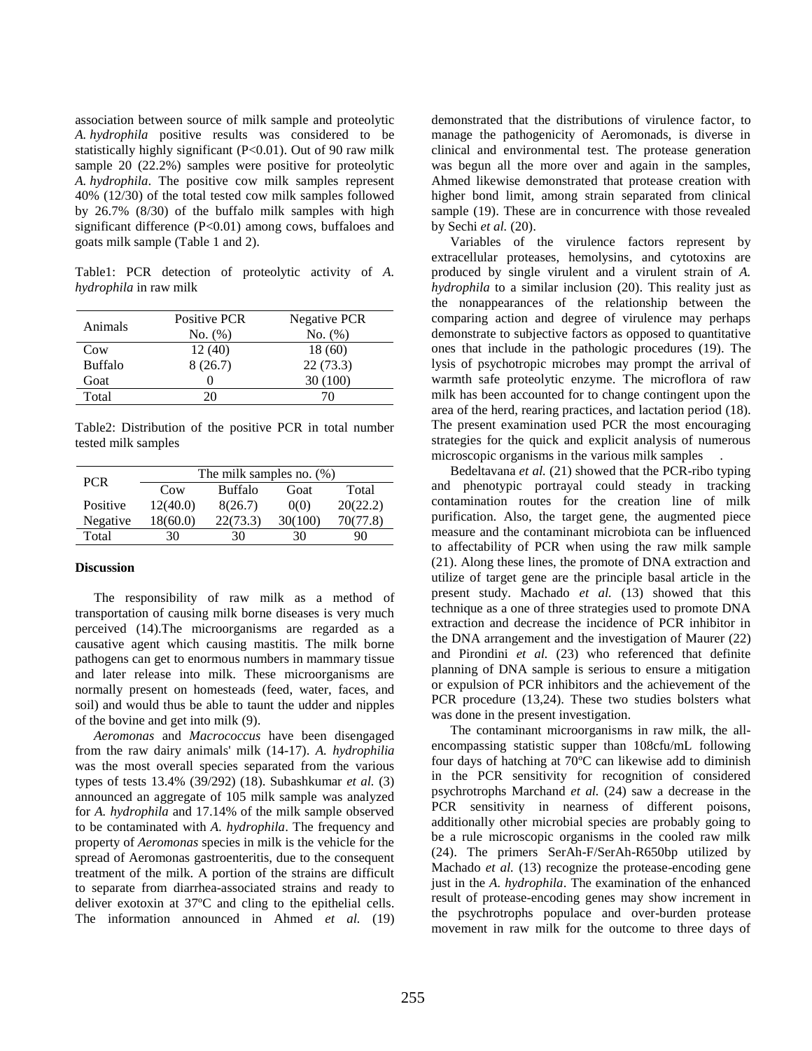association between source of milk sample and proteolytic *A. hydrophila* positive results was considered to be statistically highly significant ($P<0.01$). Out of 90 raw milk sample 20 (22.2%) samples were positive for proteolytic *A. hydrophila*. The positive cow milk samples represent 40% (12/30) of the total tested cow milk samples followed by 26.7% (8/30) of the buffalo milk samples with high significant difference ($P<0.01$) among cows, buffaloes and goats milk sample (Table 1 and 2).

Table1: PCR detection of proteolytic activity of *A. hydrophila* in raw milk

| Animals | Positive PCR No. (%) | Negative PCR No. (%) |
|---|---|---|
| Cow | 12 (40) | 18 (60) |
| Buffalo | 8 (26.7) | 22 (73.3) |
| Goat | 0 | 30 (100) |
| Total | 20 | 70 |

Table2: Distribution of the positive PCR in total number tested milk samples

| PCR | The milk samples no. (%) | | | |
|---|---|---|---|---|
| | Cow | Buffalo | Goat | Total |
| Positive | 12(40.0) | 8(26.7) | 0(0) | 20(22.2) |
| Negative | 18(60.0) | 22(73.3) | 30(100) | 70(77.8) |
| Total | 30 | 30 | 30 | 90 |

## Discussion

The responsibility of raw milk as a method of transportation of causing milk borne diseases is very much perceived (14).The microorganisms are regarded as a causative agent which causing mastitis. The milk borne pathogens can get to enormous numbers in mammary tissue and later release into milk. These microorganisms are normally present on homesteads (feed, water, faces, and soil) and would thus be able to taunt the udder and nipples of the bovine and get into milk (9).

*Aeromonas* and *Macrococcus* have been disengaged from the raw dairy animals' milk (14-17). *A. hydrophilia* was the most overall species separated from the various types of tests 13.4% (39/292) (18). Subashkumar *et al.* (3) announced an aggregate of 105 milk sample was analyzed for *A. hydrophila* and 17.14% of the milk sample observed to be contaminated with *A. hydrophila*. The frequency and property of *Aeromonas* species in milk is the vehicle for the spread of Aeromonas gastroenteritis, due to the consequent treatment of the milk. A portion of the strains are difficult to separate from diarrhea-associated strains and ready to deliver exotoxin at 37ºC and cling to the epithelial cells. The information announced in Ahmed *et al.* (19) demonstrated that the distributions of virulence factor, to manage the pathogenicity of Aeromonads, is diverse in clinical and environmental test. The protease generation was begun all the more over and again in the samples, Ahmed likewise demonstrated that protease creation with higher bond limit, among strain separated from clinical sample (19). These are in concurrence with those revealed by Sechi *et al.* (20).

Variables of the virulence factors represent by extracellular proteases, hemolysins, and cytotoxins are produced by single virulent and a virulent strain of *A. hydrophila* to a similar inclusion (20). This reality just as the nonappearances of the relationship between the comparing action and degree of virulence may perhaps demonstrate to subjective factors as opposed to quantitative ones that include in the pathologic procedures (19). The lysis of psychotropic microbes may prompt the arrival of warmth safe proteolytic enzyme. The microflora of raw milk has been accounted for to change contingent upon the area of the herd, rearing practices, and lactation period (18). The present examination used PCR the most encouraging strategies for the quick and explicit analysis of numerous microscopic organisms in the various milk samples .

Bedeltavana *et al.* (21) showed that the PCR-ribo typing and phenotypic portrayal could steady in tracking contamination routes for the creation line of milk purification. Also, the target gene, the augmented piece measure and the contaminant microbiota can be influenced to affectability of PCR when using the raw milk sample (21). Along these lines, the promote of DNA extraction and utilize of target gene are the principle basal article in the present study. Machado *et al.* (13) showed that this technique as a one of three strategies used to promote DNA extraction and decrease the incidence of PCR inhibitor in the DNA arrangement and the investigation of Maurer (22) and Pirondini *et al.* (23) who referenced that definite planning of DNA sample is serious to ensure a mitigation or expulsion of PCR inhibitors and the achievement of the PCR procedure (13,24). These two studies bolsters what was done in the present investigation.

The contaminant microorganisms in raw milk, the all-encompassing statistic supper than 108cfu/mL following four days of hatching at 70ºC can likewise add to diminish in the PCR sensitivity for recognition of considered psychrotrophs Marchand *et al.* (24) saw a decrease in the PCR sensitivity in nearness of different poisons, additionally other microbial species are probably going to be a rule microscopic organisms in the cooled raw milk (24). The primers SerAh-F/SerAh-R650bp utilized by Machado *et al.* (13) recognize the protease-encoding gene just in the *A. hydrophila*. The examination of the enhanced result of protease-encoding genes may show increment in the psychrotrophs populace and over-burden protease movement in raw milk for the outcome to three days of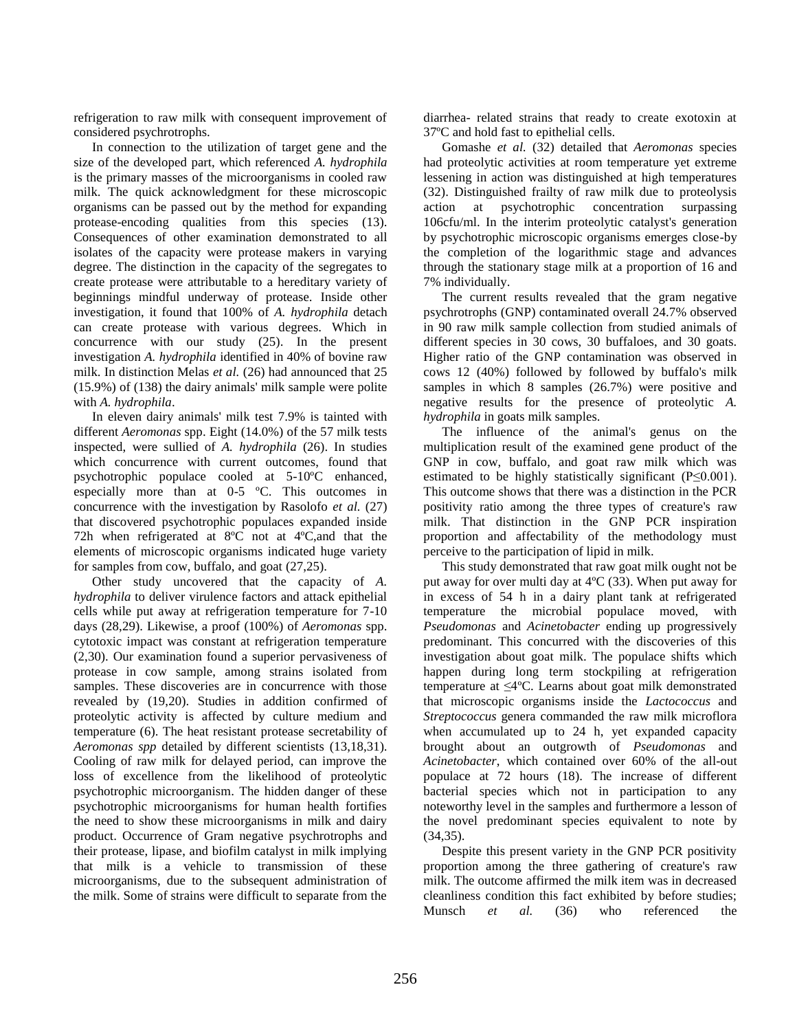refrigeration to raw milk with consequent improvement of considered psychrotrophs.

In connection to the utilization of target gene and the size of the developed part, which referenced *A. hydrophila* is the primary masses of the microorganisms in cooled raw milk. The quick acknowledgment for these microscopic organisms can be passed out by the method for expanding protease-encoding qualities from this species (13). Consequences of other examination demonstrated to all isolates of the capacity were protease makers in varying degree. The distinction in the capacity of the segregates to create protease were attributable to a hereditary variety of beginnings mindful underway of protease. Inside other investigation, it found that 100% of *A. hydrophila* detach can create protease with various degrees. Which in concurrence with our study (25). In the present investigation *A. hydrophila* identified in 40% of bovine raw milk. In distinction Melas *et al.* (26) had announced that 25 (15.9%) of (138) the dairy animals' milk sample were polite with *A. hydrophila*.

In eleven dairy animals' milk test 7.9% is tainted with different *Aeromonas* spp. Eight (14.0%) of the 57 milk tests inspected, were sullied of *A. hydrophila* (26). In studies which concurrence with current outcomes, found that psychotrophic populace cooled at 5-10ºC enhanced, especially more than at 0-5 ºC. This outcomes in concurrence with the investigation by Rasolofo *et al.* (27) that discovered psychotrophic populaces expanded inside 72h when refrigerated at 8ºC not at 4ºC,and that the elements of microscopic organisms indicated huge variety for samples from cow, buffalo, and goat (27,25).

Other study uncovered that the capacity of *A. hydrophila* to deliver virulence factors and attack epithelial cells while put away at refrigeration temperature for 7-10 days (28,29). Likewise, a proof (100%) of *Aeromonas* spp. cytotoxic impact was constant at refrigeration temperature (2,30). Our examination found a superior pervasiveness of protease in cow sample, among strains isolated from samples. These discoveries are in concurrence with those revealed by (19,20). Studies in addition confirmed of proteolytic activity is affected by culture medium and temperature (6). The heat resistant protease secretability of *Aeromonas spp* detailed by different scientists (13,18,31). Cooling of raw milk for delayed period, can improve the loss of excellence from the likelihood of proteolytic psychotrophic microorganism. The hidden danger of these psychotrophic microorganisms for human health fortifies the need to show these microorganisms in milk and dairy product. Occurrence of Gram negative psychrotrophs and their protease, lipase, and biofilm catalyst in milk implying that milk is a vehicle to transmission of these microorganisms, due to the subsequent administration of the milk. Some of strains were difficult to separate from the diarrhea- related strains that ready to create exotoxin at 37ºC and hold fast to epithelial cells.

Gomashe *et al.* (32) detailed that *Aeromonas* species had proteolytic activities at room temperature yet extreme lessening in action was distinguished at high temperatures (32). Distinguished frailty of raw milk due to proteolysis action at psychotrophic concentration surpassing 106cfu/ml. In the interim proteolytic catalyst's generation by psychotrophic microscopic organisms emerges close-by the completion of the logarithmic stage and advances through the stationary stage milk at a proportion of 16 and 7% individually.

The current results revealed that the gram negative psychrotrophs (GNP) contaminated overall 24.7% observed in 90 raw milk sample collection from studied animals of different species in 30 cows, 30 buffaloes, and 30 goats. Higher ratio of the GNP contamination was observed in cows 12 (40%) followed by followed by buffalo's milk samples in which 8 samples (26.7%) were positive and negative results for the presence of proteolytic *A. hydrophila* in goats milk samples.

The influence of the animal's genus on the multiplication result of the examined gene product of the GNP in cow, buffalo, and goat raw milk which was estimated to be highly statistically significant ($P \leq 0.001$). This outcome shows that there was a distinction in the PCR positivity ratio among the three types of creature's raw milk. That distinction in the GNP PCR inspiration proportion and affectability of the methodology must perceive to the participation of lipid in milk.

This study demonstrated that raw goat milk ought not be put away for over multi day at 4ºC (33). When put away for in excess of 54 h in a dairy plant tank at refrigerated temperature the microbial populace moved, with *Pseudomonas* and *Acinetobacter* ending up progressively predominant. This concurred with the discoveries of this investigation about goat milk. The populace shifts which happen during long term stockpiling at refrigeration temperature at ≤4ºC. Learns about goat milk demonstrated that microscopic organisms inside the *Lactococcus* and *Streptococcus* genera commanded the raw milk microflora when accumulated up to 24 h, yet expanded capacity brought about an outgrowth of *Pseudomonas* and *Acinetobacter*, which contained over 60% of the all-out populace at 72 hours (18). The increase of different bacterial species which not in participation to any noteworthy level in the samples and furthermore a lesson of the novel predominant species equivalent to note by (34,35).

Despite this present variety in the GNP PCR positivity proportion among the three gathering of creature's raw milk. The outcome affirmed the milk item was in decreased cleanliness condition this fact exhibited by before studies; Munsch *et al.* (36) who referenced the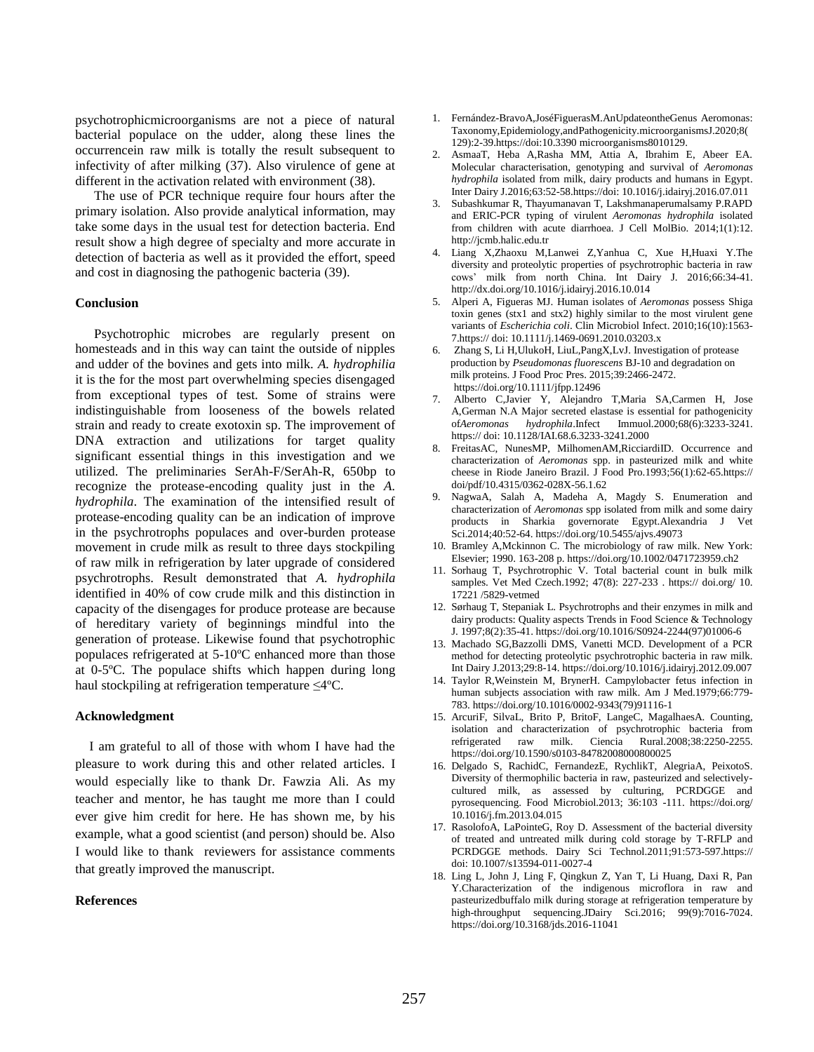psychotrophicmicroorganisms are not a piece of natural bacterial populace on the udder, along these lines the occurrencein raw milk is totally the result subsequent to infectivity of after milking (37). Also virulence of gene at different in the activation related with environment (38).

The use of PCR technique require four hours after the primary isolation. Also provide analytical information, may take some days in the usual test for detection bacteria. End result show a high degree of specialty and more accurate in detection of bacteria as well as it provided the effort, speed and cost in diagnosing the pathogenic bacteria (39).

## Conclusion

Psychotrophic microbes are regularly present on homesteads and in this way can taint the outside of nipples and udder of the bovines and gets into milk. *A. hydrophilia* it is the for the most part overwhelming species disengaged from exceptional types of test. Some of strains were indistinguishable from looseness of the bowels related strain and ready to create exotoxin sp. The improvement of DNA extraction and utilizations for target quality significant essential things in this investigation and we utilized. The preliminaries SerAh-F/SerAh-R, 650bp to recognize the protease-encoding quality just in the *A. hydrophila*. The examination of the intensified result of protease-encoding quality can be an indication of improve in the psychrotrophs populaces and over-burden protease movement in crude milk as result to three days stockpiling of raw milk in refrigeration by later upgrade of considered psychrotrophs. Result demonstrated that *A. hydrophila* identified in 40% of cow crude milk and this distinction in capacity of the disengages for produce protease are because of hereditary variety of beginnings mindful into the generation of protease. Likewise found that psychotrophic populaces refrigerated at 5-10ºC enhanced more than those at 0-5ºC. The populace shifts which happen during long haul stockpiling at refrigeration temperature ≤4ºC.

## Acknowledgment

I am grateful to all of those with whom I have had the pleasure to work during this and other related articles. I would especially like to thank Dr. Fawzia Ali. As my teacher and mentor, he has taught me more than I could ever give him credit for here. He has shown me, by his example, what a good scientist (and person) should be. Also I would like to thank reviewers for assistance comments that greatly improved the manuscript.

## References

1. Fernández-BravoA,JoséFiguerasM.AnUpdateontheGenus Aeromonas: Taxonomy,Epidemiology,andPathogenicity.microorganismsJ.2020;8(129):2-39.https://doi:10.3390 microorganisms8010129.
2. AsmaaT, Heba A,Rasha MM, Attia A, Ibrahim E, Abeer EA. Molecular characterisation, genotyping and survival of *Aeromonas hydrophila* isolated from milk, dairy products and humans in Egypt. Inter Dairy J.2016;63:52-58.https://doi: 10.1016/j.idairyj.2016.07.011
3. Subashkumar R, Thayumanavan T, Lakshmanaperumalsamy P.RAPD and ERIC-PCR typing of virulent *Aeromonas hydrophila* isolated from children with acute diarrhoea. J Cell MolBio. 2014;1(1):12. http://jcmb.halic.edu.tr
4. Liang X,Zhaoxu M,Lanwei Z,Yanhua C, Xue H,Huaxi Y.The diversity and proteolytic properties of psychrotrophic bacteria in raw cows' milk from north China. Int Dairy J. 2016;66:34-41. http://dx.doi.org/10.1016/j.idairyj.2016.10.014
5. Alperi A, Figueras MJ. Human isolates of *Aeromonas* possess Shiga toxin genes (stx1 and stx2) highly similar to the most virulent gene variants of *Escherichia coli*. Clin Microbiol Infect. 2010;16(10):1563-7.https:// doi: 10.1111/j.1469-0691.2010.03203.x
6. Zhang S, Li H,UlukoH, LiuL,PangX,LvJ. Investigation of protease production by *Pseudomonas fluorescens* BJ-10 and degradation on milk proteins. J Food Proc Pres. 2015;39:2466-2472. https://doi.org/10.1111/jfpp.12496
7. Alberto C,Javier Y, Alejandro T,Maria SA,Carmen H, Jose A,German N.A Major secreted elastase is essential for pathogenicity of*Aeromonas hydrophila*.Infect Immuol.2000;68(6):3233-3241. https:// doi: 10.1128/IAI.68.6.3233-3241.2000
8. FreitasAC, NunesMP, MilhomenAM,RicciardiID. Occurrence and characterization of *Aeromonas* spp. in pasteurized milk and white cheese in Riode Janeiro Brazil. J Food Pro.1993;56(1):62-65.https:// doi/pdf/10.4315/0362-028X-56.1.62
9. NagwaA, Salah A, Madeha A, Magdy S. Enumeration and characterization of *Aeromonas* spp isolated from milk and some dairy products in Sharkia governorate Egypt.Alexandria J Vet Sci.2014;40:52-64. https://doi.org/10.5455/ajvs.49073
10. Bramley A,Mckinnon C. The microbiology of raw milk. New York: Elsevier; 1990. 163-208 p. https://doi.org/10.1002/0471723959.ch2
11. Sorhaug T, Psychrotrophic V. Total bacterial count in bulk milk samples. Vet Med Czech.1992; 47(8): 227-233 . https:// doi.org/ 10. 17221 /5829-vetmed
12. Sørhaug T, Stepaniak L. Psychrotrophs and their enzymes in milk and dairy products: Quality aspects Trends in Food Science & Technology J. 1997;8(2):35-41. https://doi.org/10.1016/S0924-2244(97)01006-6
13. Machado SG,Bazzolli DMS, Vanetti MCD. Development of a PCR method for detecting proteolytic psychrotrophic bacteria in raw milk. Int Dairy J.2013;29:8-14. https://doi.org/10.1016/j.idairyj.2012.09.007
14. Taylor R,Weinstein M, BrynerH. Campylobacter fetus infection in human subjects association with raw milk. Am J Med.1979;66:779-783. https://doi.org/10.1016/0002-9343(79)91116-1
15. ArcuriF, SilvaL, Brito P, BritoF, LangeC, MagalhaesA. Counting, isolation and characterization of psychrotrophic bacteria from refrigerated raw milk. Ciencia Rural.2008;38:2250-2255. https://doi.org/10.1590/s0103-84782008000800025
16. Delgado S, RachidC, FernandezE, RychlikT, AlegriaA, PeixotoS. Diversity of thermophilic bacteria in raw, pasteurized and selectively-cultured milk, as assessed by culturing, PCRDGGE and pyrosequencing. Food Microbiol.2013; 36:103 -111. https://doi.org/ 10.1016/j.fm.2013.04.015
17. RasolofoA, LaPointeG, Roy D. Assessment of the bacterial diversity of treated and untreated milk during cold storage by T-RFLP and PCRDGGE methods. Dairy Sci Technol.2011;91:573-597.https:// doi: 10.1007/s13594-011-0027-4
18. Ling L, John J, Ling F, Qingkun Z, Yan T, Li Huang, Daxi R, Pan Y.Characterization of the indigenous microflora in raw and pasteurizedbuffalo milk during storage at refrigeration temperature by high-throughput sequencing.JDairy Sci.2016; 99(9):7016-7024. https://doi.org/10.3168/jds.2016-11041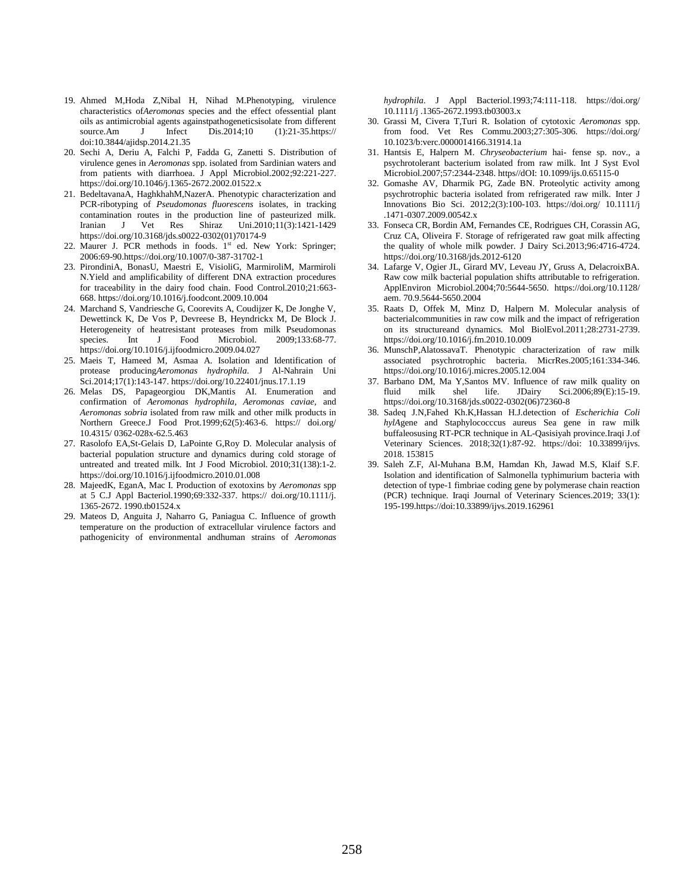19. Ahmed M,Hoda Z,Nibal H, Nihad M.Phenotyping, virulence characteristics of*Aeromonas* species and the effect ofessential plant oils as antimicrobial agents againstpathogeneticsisolate from different source.Am J Infect Dis.2014;10 (1):21-35.https:// doi:10.3844/ajidsp.2014.21.35
20. Sechi A, Deriu A, Falchi P, Fadda G, Zanetti S. Distribution of virulence genes in *Aeromonas* spp. isolated from Sardinian waters and from patients with diarrhoea. J Appl Microbiol.2002;92:221-227. https://doi.org/10.1046/j.1365-2672.2002.01522.x
21. BedeltavanaA, HaghkhahM,NazerA. Phenotypic characterization and PCR-ribotyping of *Pseudomonas fluorescens* isolates, in tracking contamination routes in the production line of pasteurized milk. Iranian J Vet Res Shiraz Uni.2010;11(3):1421-1429 https://doi.org/10.3168/jds.s0022-0302(01)70174-9
22. Maurer J. PCR methods in foods. 1st ed. New York: Springer; 2006:69-90.https://doi.org/10.1007/0-387-31702-1
23. PirondiniA, BonasU, Maestri E, VisioliG, MarmiroliM, Marmiroli N.Yield and amplificability of different DNA extraction procedures for traceability in the dairy food chain. Food Control.2010;21:663-668. https://doi.org/10.1016/j.foodcont.2009.10.004
24. Marchand S, Vandriesche G, Coorevits A, Coudijzer K, De Jonghe V, Dewettinck K, De Vos P, Devreese B, Heyndrickx M, De Block J. Heterogeneity of heatresistant proteases from milk Pseudomonas species. Int J Food Microbiol. 2009;133:68-77. https://doi.org/10.1016/j.ijfoodmicro.2009.04.027
25. Maeis T, Hameed M, Asmaa A. Isolation and Identification of protease producing*Aeromonas hydrophila*. J Al-Nahrain Uni Sci.2014;17(1):143-147. https://doi.org/10.22401/jnus.17.1.19
26. Melas DS, Papageorgiou DK,Mantis AI. Enumeration and confirmation of *Aeromonas hydrophila*, *Aeromonas caviae*, and *Aeromonas sobria* isolated from raw milk and other milk products in Northern Greece.J Food Prot.1999;62(5):463-6. https:// doi.org/ 10.4315/ 0362-028x-62.5.463
27. Rasolofo EA,St-Gelais D, LaPointe G,Roy D. Molecular analysis of bacterial population structure and dynamics during cold storage of untreated and treated milk. Int J Food Microbiol. 2010;31(138):1-2. https://doi.org/10.1016/j.ijfoodmicro.2010.01.008
28. MajeedK, EganA, Mac I. Production of exotoxins by *Aeromonas* spp at 5 C.J Appl Bacteriol.1990;69:332-337. https:// doi.org/10.1111/j. 1365-2672. 1990.tb01524.x
29. Mateos D, Anguita J, Naharro G, Paniagua C. Influence of growth temperature on the production of extracellular virulence factors and pathogenicity of environmental andhuman strains of *Aeromonas hydrophila*. J Appl Bacteriol.1993;74:111-118. https://doi.org/ 10.1111/j .1365-2672.1993.tb03003.x
30. Grassi M, Civera T,Turi R. Isolation of cytotoxic *Aeromonas* spp. from food. Vet Res Commu.2003;27:305-306. https://doi.org/ 10.1023/b:verc.0000014166.31914.1a
31. Hantsis E, Halpern M. *Chryseobacterium* hai- fense sp. nov., a psychrotolerant bacterium isolated from raw milk. Int J Syst Evol Microbiol.2007;57:2344-2348. https//dOI: 10.1099/ijs.0.65115-0
32. Gomashe AV, Dharmik PG, Zade BN. Proteolytic activity among psychrotrophic bacteria isolated from refrigerated raw milk. Inter J Innovations Bio Sci. 2012;2(3):100-103. https://doi.org/ 10.1111/j .1471-0307.2009.00542.x
33. Fonseca CR, Bordin AM, Fernandes CE, Rodrigues CH, Corassin AG, Cruz CA, Oliveira F. Storage of refrigerated raw goat milk affecting the quality of whole milk powder. J Dairy Sci.2013;96:4716-4724. https://doi.org/10.3168/jds.2012-6120
34. Lafarge V, Ogier JL, Girard MV, Leveau JY, Gruss A, DelacroixBA. Raw cow milk bacterial population shifts attributable to refrigeration. ApplEnviron Microbiol.2004;70:5644-5650. https://doi.org/10.1128/ aem. 70.9.5644-5650.2004
35. Raats D, Offek M, Minz D, Halpern M. Molecular analysis of bacterialcommunities in raw cow milk and the impact of refrigeration on its structureand dynamics. Mol BiolEvol.2011;28:2731-2739. https://doi.org/10.1016/j.fm.2010.10.009
36. MunschP,AlatossavaT. Phenotypic characterization of raw milk associated psychrotrophic bacteria. MicrRes.2005;161:334-346. https://doi.org/10.1016/j.micres.2005.12.004
37. Barbano DM, Ma Y,Santos MV. Influence of raw milk quality on fluid milk shel life. JDairy Sci.2006;89(E):15-19. https://doi.org/10.3168/jds.s0022-0302(06)72360-8
38. Sadeq J.N,Fahed Kh.K,Hassan H.J.detection of *Escherichia Coli hyl*Agene and Staphylococccus aureus Sea gene in raw milk buffaleosusing RT-PCR technique in AL-Qasisiyah province.Iraqi J.of Veterinary Sciences. 2018;32(1):87-92. https://doi: 10.33899/ijvs. 2018. 153815
39. Saleh Z.F, Al-Muhana B.M, Hamdan Kh, Jawad M.S, Klaif S.F. Isolation and identification of Salmonella typhimurium bacteria with detection of type-1 fimbriae coding gene by polymerase chain reaction (PCR) technique. Iraqi Journal of Veterinary Sciences.2019; 33(1): 195-199.https://doi:10.33899/ijvs.2019.162961